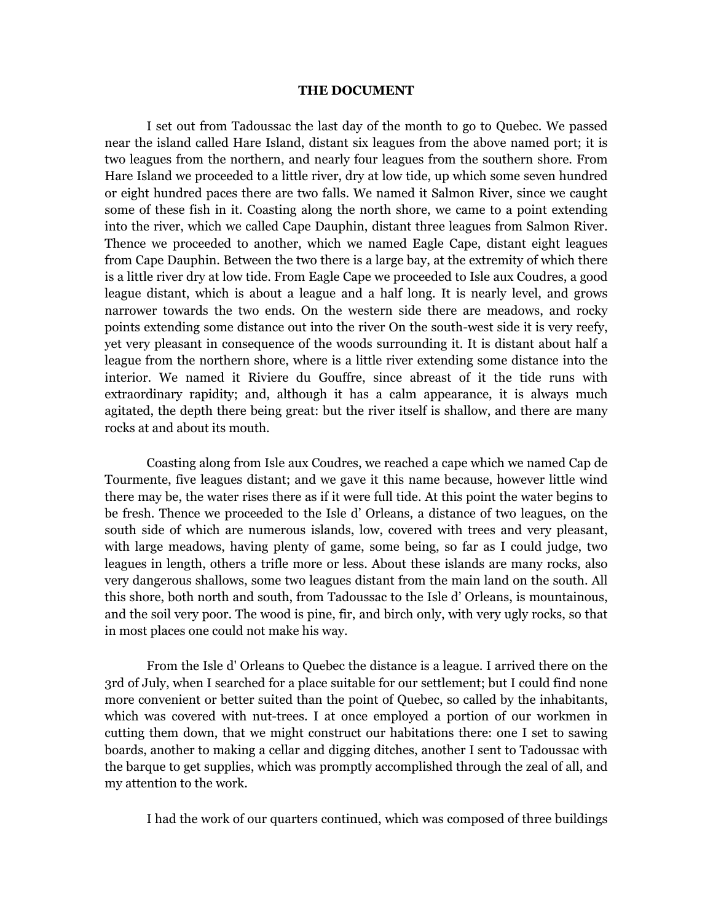**THE DOCUMENT**

I set out from Tadoussac the last day of the month to go to Quebec. We passed near the island called Hare Island, distant six leagues from the above named port; it is two leagues from the northern, and nearly four leagues from the southern shore. From Hare Island we proceeded to a little river, dry at low tide, up which some seven hundred or eight hundred paces there are two falls. We named it Salmon River, since we caught some of these fish in it. Coasting along the north shore, we came to a point extending into the river, which we called Cape Dauphin, distant three leagues from Salmon River. Thence we proceeded to another, which we named Eagle Cape, distant eight leagues from Cape Dauphin. Between the two there is a large bay, at the extremity of which there is a little river dry at low tide. From Eagle Cape we proceeded to Isle aux Coudres, a good league distant, which is about a league and a half long. It is nearly level, and grows narrower towards the two ends. On the western side there are meadows, and rocky points extending some distance out into the river On the south-west side it is very reefy, yet very pleasant in consequence of the woods surrounding it. It is distant about half a league from the northern shore, where is a little river extending some distance into the interior. We named it Riviere du Gouffre, since abreast of it the tide runs with extraordinary rapidity; and, although it has a calm appearance, it is always much agitated, the depth there being great: but the river itself is shallow, and there are many rocks at and about its mouth.

Coasting along from Isle aux Coudres, we reached a cape which we named Cap de Tourmente, five leagues distant; and we gave it this name because, however little wind there may be, the water rises there as if it were full tide. At this point the water begins to be fresh. Thence we proceeded to the Isle d' Orleans, a distance of two leagues, on the south side of which are numerous islands, low, covered with trees and very pleasant, with large meadows, having plenty of game, some being, so far as I could judge, two leagues in length, others a trifle more or less. About these islands are many rocks, also very dangerous shallows, some two leagues distant from the main land on the south. All this shore, both north and south, from Tadoussac to the Isle d' Orleans, is mountainous, and the soil very poor. The wood is pine, fir, and birch only, with very ugly rocks, so that in most places one could not make his way.

From the Isle d' Orleans to Quebec the distance is a league. I arrived there on the 3rd of July, when I searched for a place suitable for our settlement; but I could find none more convenient or better suited than the point of Quebec, so called by the inhabitants, which was covered with nut-trees. I at once employed a portion of our workmen in cutting them down, that we might construct our habitations there: one I set to sawing boards, another to making a cellar and digging ditches, another I sent to Tadoussac with the barque to get supplies, which was promptly accomplished through the zeal of all, and my attention to the work.

I had the work of our quarters continued, which was composed of three buildings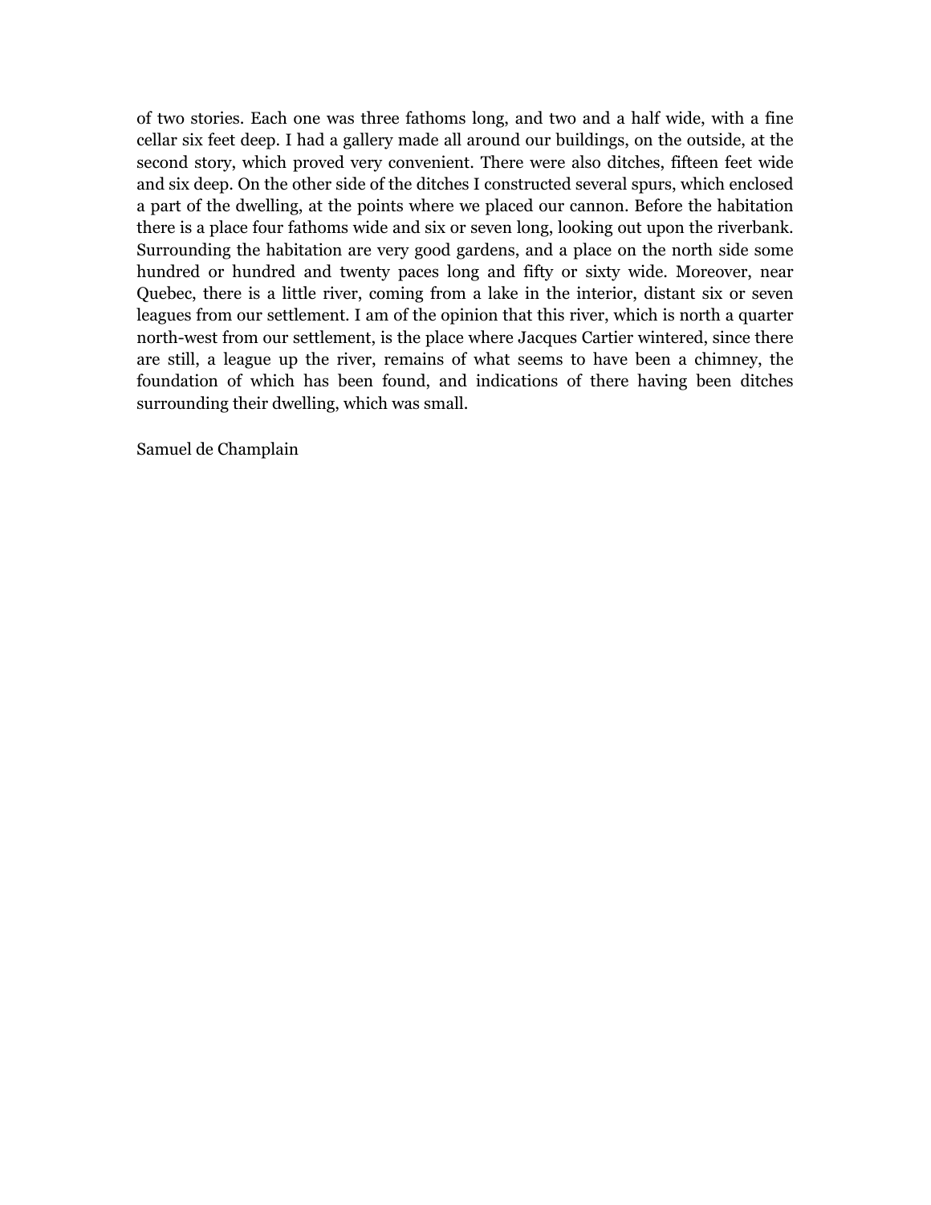of two stories. Each one was three fathoms long, and two and a half wide, with a fine cellar six feet deep. I had a gallery made all around our buildings, on the outside, at the second story, which proved very convenient. There were also ditches, fifteen feet wide and six deep. On the other side of the ditches I constructed several spurs, which enclosed a part of the dwelling, at the points where we placed our cannon. Before the habitation there is a place four fathoms wide and six or seven long, looking out upon the riverbank. Surrounding the habitation are very good gardens, and a place on the north side some hundred or hundred and twenty paces long and fifty or sixty wide. Moreover, near Quebec, there is a little river, coming from a lake in the interior, distant six or seven leagues from our settlement. I am of the opinion that this river, which is north a quarter north-west from our settlement, is the place where Jacques Cartier wintered, since there are still, a league up the river, remains of what seems to have been a chimney, the foundation of which has been found, and indications of there having been ditches surrounding their dwelling, which was small.

Samuel de Champlain